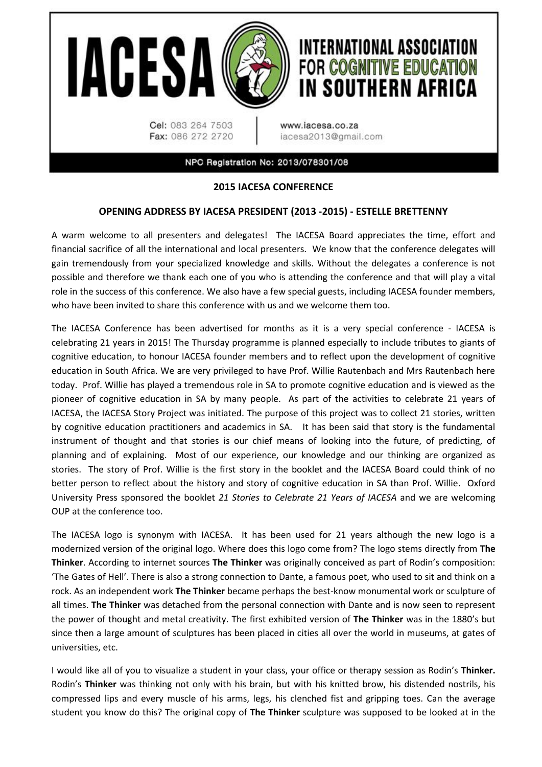# IACESA

# INTERNATIONAL ASSOCIATION FOR COGNITIVE EDUCATION IN SOUTHERN AFRICA

Cel: 083 264 7503
Fax: 086 272 2720

www.iacesa.co.za
iacesa2013@gmail.com

NPC Registration No: 2013/078301/08

## 2015 IACESA CONFERENCE

## OPENING ADDRESS BY IACESA PRESIDENT (2013 -2015) - ESTELLE BRETTENNY

A warm welcome to all presenters and delegates! The IACESA Board appreciates the time, effort and financial sacrifice of all the international and local presenters. We know that the conference delegates will gain tremendously from your specialized knowledge and skills. Without the delegates a conference is not possible and therefore we thank each one of you who is attending the conference and that will play a vital role in the success of this conference. We also have a few special guests, including IACESA founder members, who have been invited to share this conference with us and we welcome them too.

The IACESA Conference has been advertised for months as it is a very special conference - IACESA is celebrating 21 years in 2015! The Thursday programme is planned especially to include tributes to giants of cognitive education, to honour IACESA founder members and to reflect upon the development of cognitive education in South Africa. We are very privileged to have Prof. Willie Rautenbach and Mrs Rautenbach here today. Prof. Willie has played a tremendous role in SA to promote cognitive education and is viewed as the pioneer of cognitive education in SA by many people. As part of the activities to celebrate 21 years of IACESA, the IACESA Story Project was initiated. The purpose of this project was to collect 21 stories, written by cognitive education practitioners and academics in SA. It has been said that story is the fundamental instrument of thought and that stories is our chief means of looking into the future, of predicting, of planning and of explaining. Most of our experience, our knowledge and our thinking are organized as stories. The story of Prof. Willie is the first story in the booklet and the IACESA Board could think of no better person to reflect about the history and story of cognitive education in SA than Prof. Willie. Oxford University Press sponsored the booklet *21 Stories to Celebrate 21 Years of IACESA* and we are welcoming OUP at the conference too.

The IACESA logo is synonym with IACESA. It has been used for 21 years although the new logo is a modernized version of the original logo. Where does this logo come from? The logo stems directly from **The Thinker**. According to internet sources **The Thinker** was originally conceived as part of Rodin's composition: 'The Gates of Hell'. There is also a strong connection to Dante, a famous poet, who used to sit and think on a rock. As an independent work **The Thinker** became perhaps the best-know monumental work or sculpture of all times. **The Thinker** was detached from the personal connection with Dante and is now seen to represent the power of thought and metal creativity. The first exhibited version of **The Thinker** was in the 1880's but since then a large amount of sculptures has been placed in cities all over the world in museums, at gates of universities, etc.

I would like all of you to visualize a student in your class, your office or therapy session as Rodin's **Thinker.** Rodin's **Thinker** was thinking not only with his brain, but with his knitted brow, his distended nostrils, his compressed lips and every muscle of his arms, legs, his clenched fist and gripping toes. Can the average student you know do this? The original copy of **The Thinker** sculpture was supposed to be looked at in the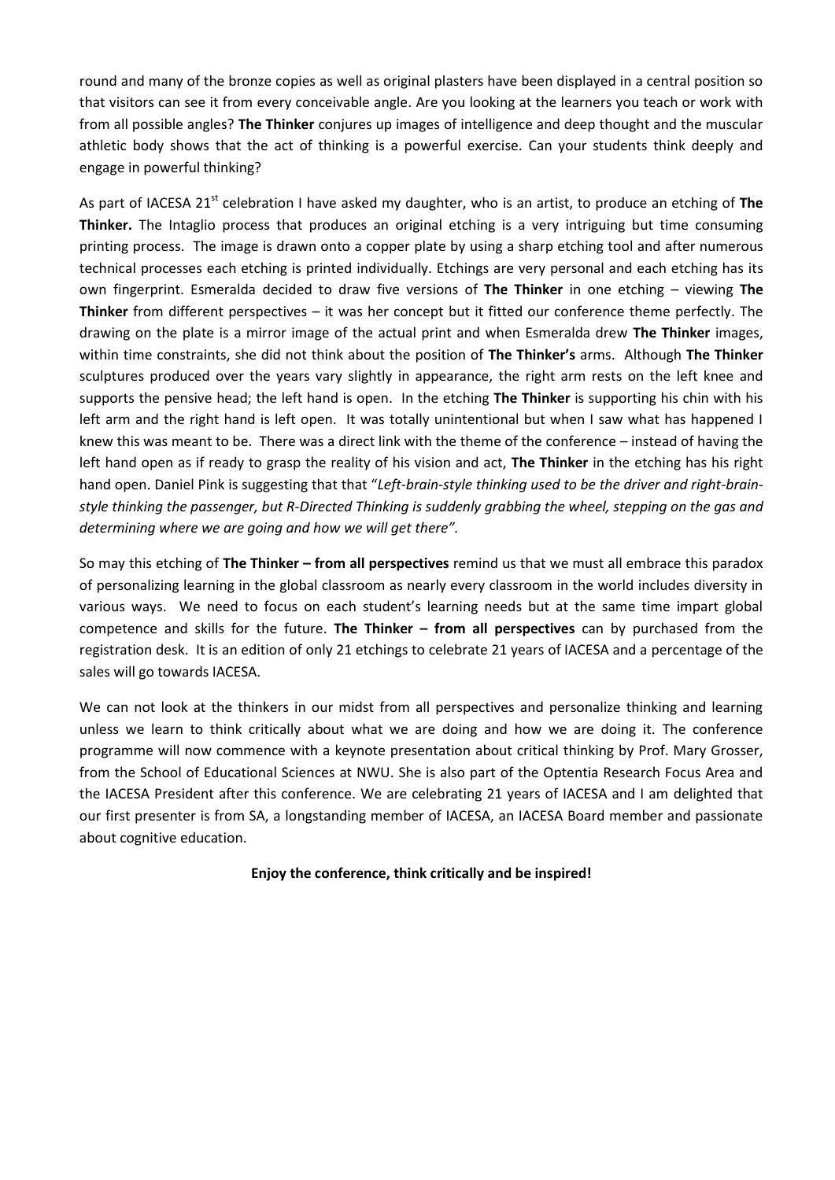round and many of the bronze copies as well as original plasters have been displayed in a central position so that visitors can see it from every conceivable angle. Are you looking at the learners you teach or work with from all possible angles? **The Thinker** conjures up images of intelligence and deep thought and the muscular athletic body shows that the act of thinking is a powerful exercise. Can your students think deeply and engage in powerful thinking?

As part of IACESA 21st celebration I have asked my daughter, who is an artist, to produce an etching of **The Thinker.** The Intaglio process that produces an original etching is a very intriguing but time consuming printing process. The image is drawn onto a copper plate by using a sharp etching tool and after numerous technical processes each etching is printed individually. Etchings are very personal and each etching has its own fingerprint. Esmeralda decided to draw five versions of **The Thinker** in one etching – viewing **The Thinker** from different perspectives – it was her concept but it fitted our conference theme perfectly. The drawing on the plate is a mirror image of the actual print and when Esmeralda drew **The Thinker** images, within time constraints, she did not think about the position of **The Thinker's** arms. Although **The Thinker** sculptures produced over the years vary slightly in appearance, the right arm rests on the left knee and supports the pensive head; the left hand is open. In the etching **The Thinker** is supporting his chin with his left arm and the right hand is left open. It was totally unintentional but when I saw what has happened I knew this was meant to be. There was a direct link with the theme of the conference – instead of having the left hand open as if ready to grasp the reality of his vision and act, **The Thinker** in the etching has his right hand open. Daniel Pink is suggesting that that "*Left-brain-style thinking used to be the driver and right-brain-style thinking the passenger, but R-Directed Thinking is suddenly grabbing the wheel, stepping on the gas and determining where we are going and how we will get there"*.

So may this etching of **The Thinker – from all perspectives** remind us that we must all embrace this paradox of personalizing learning in the global classroom as nearly every classroom in the world includes diversity in various ways. We need to focus on each student's learning needs but at the same time impart global competence and skills for the future. **The Thinker – from all perspectives** can by purchased from the registration desk. It is an edition of only 21 etchings to celebrate 21 years of IACESA and a percentage of the sales will go towards IACESA.

We can not look at the thinkers in our midst from all perspectives and personalize thinking and learning unless we learn to think critically about what we are doing and how we are doing it. The conference programme will now commence with a keynote presentation about critical thinking by Prof. Mary Grosser, from the School of Educational Sciences at NWU. She is also part of the Optentia Research Focus Area and the IACESA President after this conference. We are celebrating 21 years of IACESA and I am delighted that our first presenter is from SA, a longstanding member of IACESA, an IACESA Board member and passionate about cognitive education.

**Enjoy the conference, think critically and be inspired!**